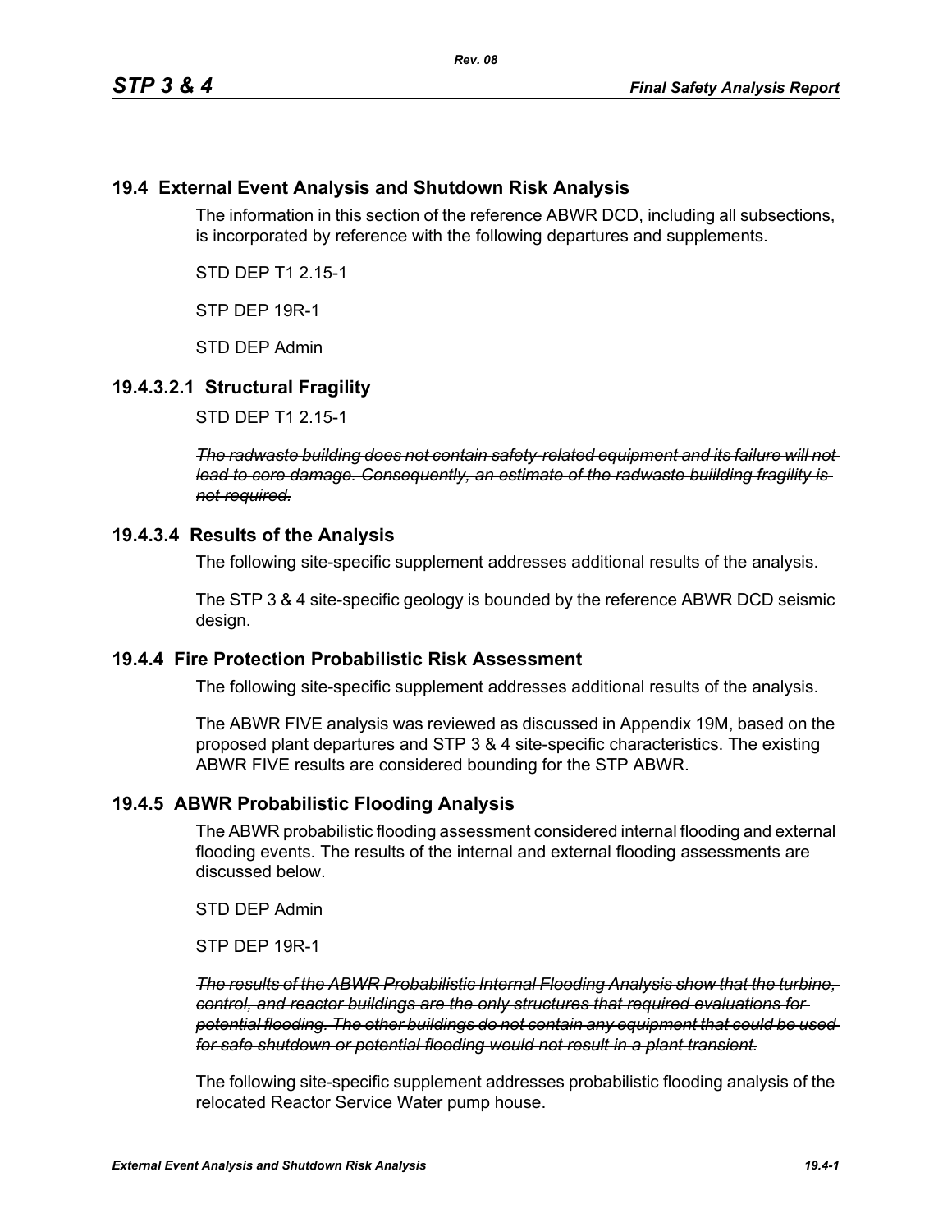## 19.4 External Event Analysis and Shutdown Risk Analysis

The information in this section of the reference ABWR DCD, including all subsections, is incorporated by reference with the following departures and supplements.

STD DEP T1 2.15-1

STP DEP 19R-1

STD DEP Admin

### 19.4.3.2.1 Structural Fragility

STD DEP T1 2.15-1

~~*The radwaste building does not contain safety-related equipment and its failure will not lead to core damage. Consequently, an estimate of the radwaste buiilding fragility is not required.*~~

### 19.4.3.4 Results of the Analysis

The following site-specific supplement addresses additional results of the analysis.

The STP 3 & 4 site-specific geology is bounded by the reference ABWR DCD seismic design.

## 19.4.4 Fire Protection Probabilistic Risk Assessment

The following site-specific supplement addresses additional results of the analysis.

The ABWR FIVE analysis was reviewed as discussed in Appendix 19M, based on the proposed plant departures and STP 3 & 4 site-specific characteristics. The existing ABWR FIVE results are considered bounding for the STP ABWR.

## 19.4.5 ABWR Probabilistic Flooding Analysis

The ABWR probabilistic flooding assessment considered internal flooding and external flooding events. The results of the internal and external flooding assessments are discussed below.

STD DEP Admin

STP DEP 19R-1

~~*The results of the ABWR Probabilistic Internal Flooding Analysis show that the turbine, control, and reactor buildings are the only structures that required evaluations for potential flooding. The other buildings do not contain any equipment that could be used for safe shutdown or potential flooding would not result in a plant transient.*~~

The following site-specific supplement addresses probabilistic flooding analysis of the relocated Reactor Service Water pump house.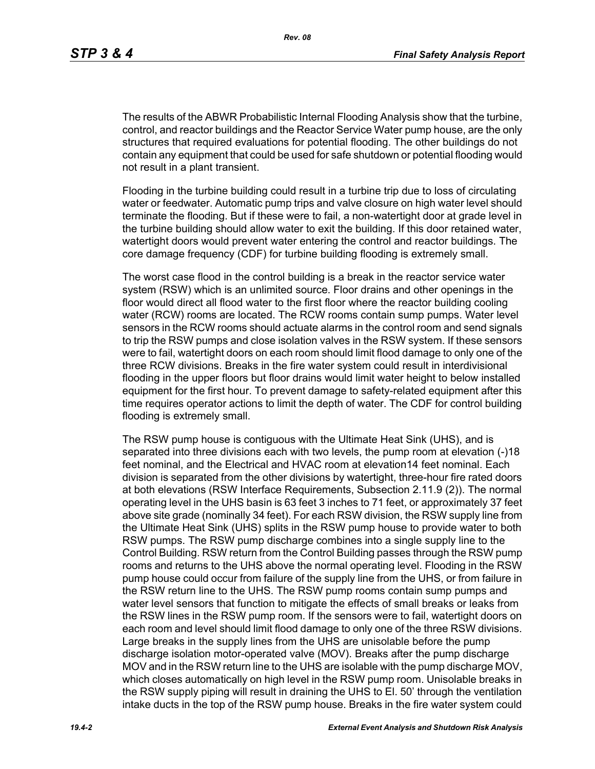The results of the ABWR Probabilistic Internal Flooding Analysis show that the turbine, control, and reactor buildings and the Reactor Service Water pump house, are the only structures that required evaluations for potential flooding. The other buildings do not contain any equipment that could be used for safe shutdown or potential flooding would not result in a plant transient.

Flooding in the turbine building could result in a turbine trip due to loss of circulating water or feedwater. Automatic pump trips and valve closure on high water level should terminate the flooding. But if these were to fail, a non-watertight door at grade level in the turbine building should allow water to exit the building. If this door retained water, watertight doors would prevent water entering the control and reactor buildings. The core damage frequency (CDF) for turbine building flooding is extremely small.

The worst case flood in the control building is a break in the reactor service water system (RSW) which is an unlimited source. Floor drains and other openings in the floor would direct all flood water to the first floor where the reactor building cooling water (RCW) rooms are located. The RCW rooms contain sump pumps. Water level sensors in the RCW rooms should actuate alarms in the control room and send signals to trip the RSW pumps and close isolation valves in the RSW system. If these sensors were to fail, watertight doors on each room should limit flood damage to only one of the three RCW divisions. Breaks in the fire water system could result in interdivisional flooding in the upper floors but floor drains would limit water height to below installed equipment for the first hour. To prevent damage to safety-related equipment after this time requires operator actions to limit the depth of water. The CDF for control building flooding is extremely small.

The RSW pump house is contiguous with the Ultimate Heat Sink (UHS), and is separated into three divisions each with two levels, the pump room at elevation (-)18 feet nominal, and the Electrical and HVAC room at elevation14 feet nominal. Each division is separated from the other divisions by watertight, three-hour fire rated doors at both elevations (RSW Interface Requirements, Subsection 2.11.9 (2)). The normal operating level in the UHS basin is 63 feet 3 inches to 71 feet, or approximately 37 feet above site grade (nominally 34 feet). For each RSW division, the RSW supply line from the Ultimate Heat Sink (UHS) splits in the RSW pump house to provide water to both RSW pumps. The RSW pump discharge combines into a single supply line to the Control Building. RSW return from the Control Building passes through the RSW pump rooms and returns to the UHS above the normal operating level. Flooding in the RSW pump house could occur from failure of the supply line from the UHS, or from failure in the RSW return line to the UHS. The RSW pump rooms contain sump pumps and water level sensors that function to mitigate the effects of small breaks or leaks from the RSW lines in the RSW pump room. If the sensors were to fail, watertight doors on each room and level should limit flood damage to only one of the three RSW divisions. Large breaks in the supply lines from the UHS are unisolable before the pump discharge isolation motor-operated valve (MOV). Breaks after the pump discharge MOV and in the RSW return line to the UHS are isolable with the pump discharge MOV, which closes automatically on high level in the RSW pump room. Unisolable breaks in the RSW supply piping will result in draining the UHS to El. 50' through the ventilation intake ducts in the top of the RSW pump house. Breaks in the fire water system could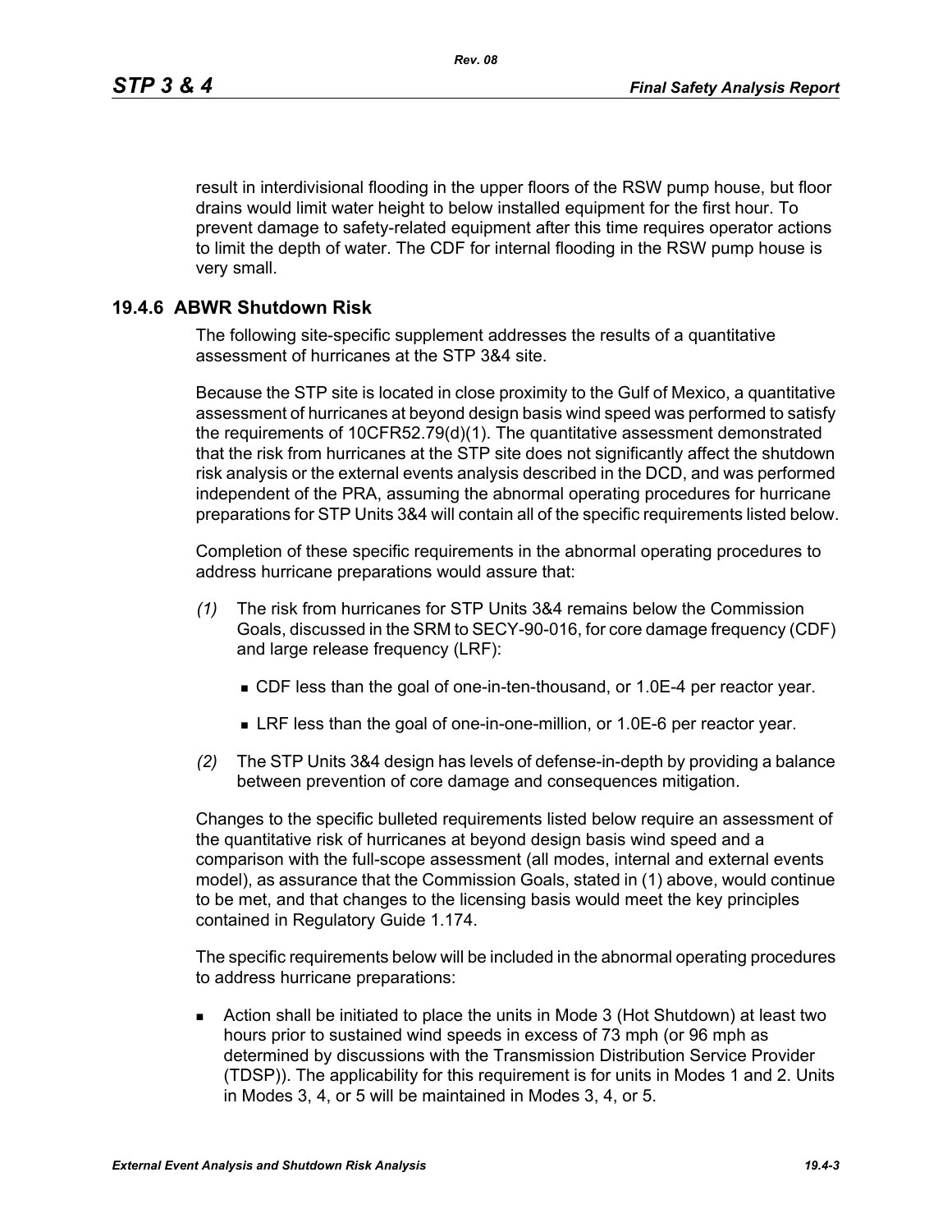result in interdivisional flooding in the upper floors of the RSW pump house, but floor drains would limit water height to below installed equipment for the first hour. To prevent damage to safety-related equipment after this time requires operator actions to limit the depth of water. The CDF for internal flooding in the RSW pump house is very small.

## 19.4.6 ABWR Shutdown Risk

The following site-specific supplement addresses the results of a quantitative assessment of hurricanes at the STP 3&4 site.

Because the STP site is located in close proximity to the Gulf of Mexico, a quantitative assessment of hurricanes at beyond design basis wind speed was performed to satisfy the requirements of 10CFR52.79(d)(1). The quantitative assessment demonstrated that the risk from hurricanes at the STP site does not significantly affect the shutdown risk analysis or the external events analysis described in the DCD, and was performed independent of the PRA, assuming the abnormal operating procedures for hurricane preparations for STP Units 3&4 will contain all of the specific requirements listed below.

Completion of these specific requirements in the abnormal operating procedures to address hurricane preparations would assure that:

*(1)* The risk from hurricanes for STP Units 3&4 remains below the Commission Goals, discussed in the SRM to SECY-90-016, for core damage frequency (CDF) and large release frequency (LRF):

- CDF less than the goal of one-in-ten-thousand, or 1.0E-4 per reactor year.
- LRF less than the goal of one-in-one-million, or 1.0E-6 per reactor year.

*(2)* The STP Units 3&4 design has levels of defense-in-depth by providing a balance between prevention of core damage and consequences mitigation.

Changes to the specific bulleted requirements listed below require an assessment of the quantitative risk of hurricanes at beyond design basis wind speed and a comparison with the full-scope assessment (all modes, internal and external events model), as assurance that the Commission Goals, stated in (1) above, would continue to be met, and that changes to the licensing basis would meet the key principles contained in Regulatory Guide 1.174.

The specific requirements below will be included in the abnormal operating procedures to address hurricane preparations:

- Action shall be initiated to place the units in Mode 3 (Hot Shutdown) at least two hours prior to sustained wind speeds in excess of 73 mph (or 96 mph as determined by discussions with the Transmission Distribution Service Provider (TDSP)). The applicability for this requirement is for units in Modes 1 and 2. Units in Modes 3, 4, or 5 will be maintained in Modes 3, 4, or 5.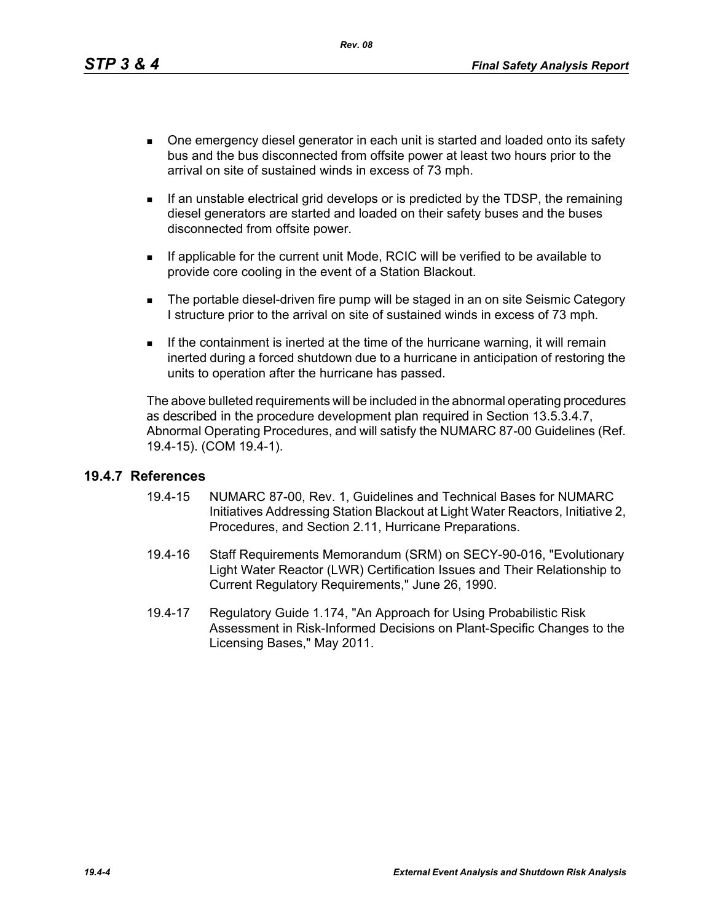- One emergency diesel generator in each unit is started and loaded onto its safety bus and the bus disconnected from offsite power at least two hours prior to the arrival on site of sustained winds in excess of 73 mph.
- If an unstable electrical grid develops or is predicted by the TDSP, the remaining diesel generators are started and loaded on their safety buses and the buses disconnected from offsite power.
- If applicable for the current unit Mode, RCIC will be verified to be available to provide core cooling in the event of a Station Blackout.
- The portable diesel-driven fire pump will be staged in an on site Seismic Category I structure prior to the arrival on site of sustained winds in excess of 73 mph.
- If the containment is inerted at the time of the hurricane warning, it will remain inerted during a forced shutdown due to a hurricane in anticipation of restoring the units to operation after the hurricane has passed.

The above bulleted requirements will be included in the abnormal operating procedures as described in the procedure development plan required in Section 13.5.3.4.7, Abnormal Operating Procedures, and will satisfy the NUMARC 87-00 Guidelines (Ref. 19.4-15). (COM 19.4-1).

## 19.4.7 References

19.4-15 NUMARC 87-00, Rev. 1, Guidelines and Technical Bases for NUMARC Initiatives Addressing Station Blackout at Light Water Reactors, Initiative 2, Procedures, and Section 2.11, Hurricane Preparations.

19.4-16 Staff Requirements Memorandum (SRM) on SECY-90-016, "Evolutionary Light Water Reactor (LWR) Certification Issues and Their Relationship to Current Regulatory Requirements," June 26, 1990.

19.4-17 Regulatory Guide 1.174, "An Approach for Using Probabilistic Risk Assessment in Risk-Informed Decisions on Plant-Specific Changes to the Licensing Bases," May 2011.